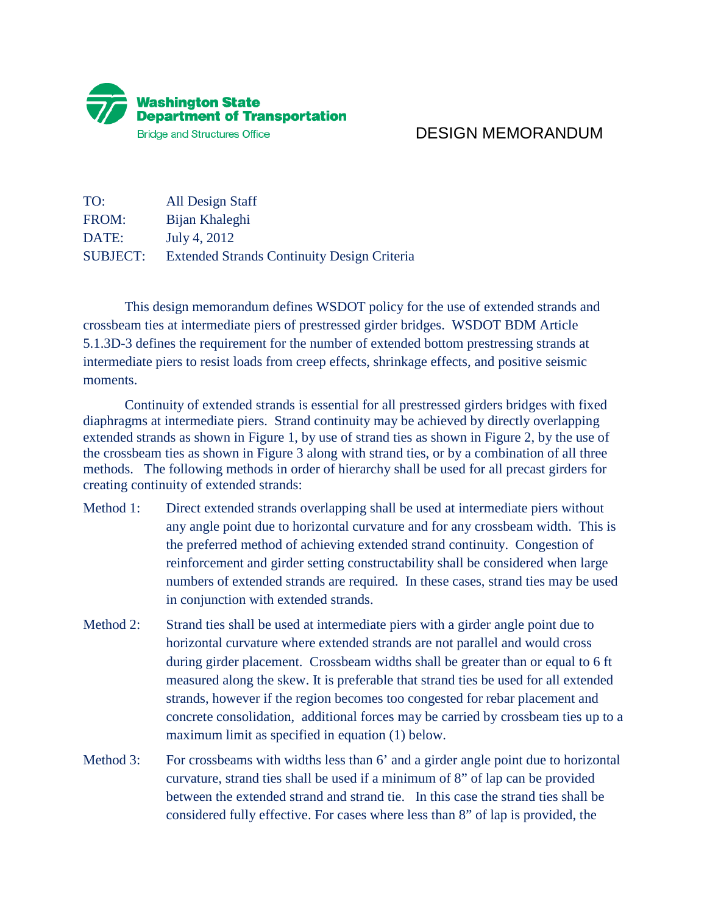**Washington State Department of Transportation**
Bridge and Structures Office

# DESIGN MEMORANDUM

TO: All Design Staff
FROM: Bijan Khaleghi
DATE: July 4, 2012
SUBJECT: Extended Strands Continuity Design Criteria

This design memorandum defines WSDOT policy for the use of extended strands and crossbeam ties at intermediate piers of prestressed girder bridges. WSDOT BDM Article 5.1.3D-3 defines the requirement for the number of extended bottom prestressing strands at intermediate piers to resist loads from creep effects, shrinkage effects, and positive seismic moments.

Continuity of extended strands is essential for all prestressed girders bridges with fixed diaphragms at intermediate piers. Strand continuity may be achieved by directly overlapping extended strands as shown in Figure 1, by use of strand ties as shown in Figure 2, by the use of the crossbeam ties as shown in Figure 3 along with strand ties, or by a combination of all three methods. The following methods in order of hierarchy shall be used for all precast girders for creating continuity of extended strands:

Method 1: Direct extended strands overlapping shall be used at intermediate piers without any angle point due to horizontal curvature and for any crossbeam width. This is the preferred method of achieving extended strand continuity. Congestion of reinforcement and girder setting constructability shall be considered when large numbers of extended strands are required. In these cases, strand ties may be used in conjunction with extended strands.

Method 2: Strand ties shall be used at intermediate piers with a girder angle point due to horizontal curvature where extended strands are not parallel and would cross during girder placement. Crossbeam widths shall be greater than or equal to 6 ft measured along the skew. It is preferable that strand ties be used for all extended strands, however if the region becomes too congested for rebar placement and concrete consolidation, additional forces may be carried by crossbeam ties up to a maximum limit as specified in equation (1) below.

Method 3: For crossbeams with widths less than 6' and a girder angle point due to horizontal curvature, strand ties shall be used if a minimum of 8" of lap can be provided between the extended strand and strand tie. In this case the strand ties shall be considered fully effective. For cases where less than 8" of lap is provided, the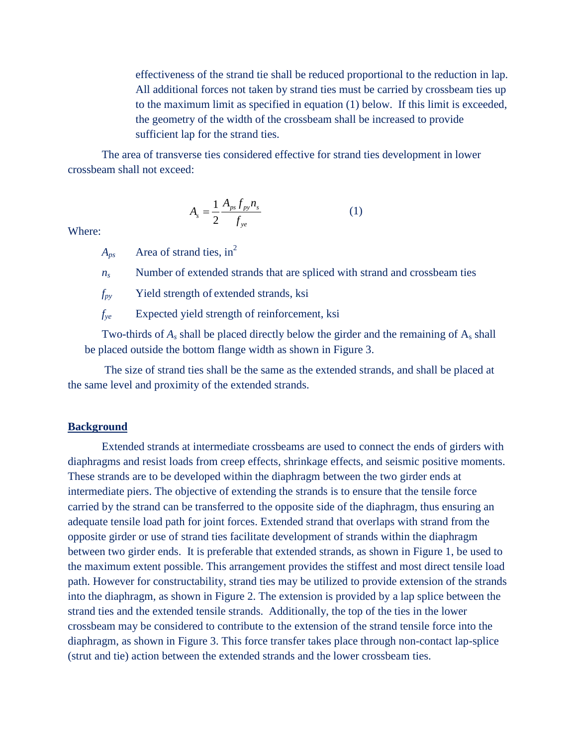effectiveness of the strand tie shall be reduced proportional to the reduction in lap. All additional forces not taken by strand ties must be carried by crossbeam ties up to the maximum limit as specified in equation (1) below. If this limit is exceeded, the geometry of the width of the crossbeam shall be increased to provide sufficient lap for the strand ties.

The area of transverse ties considered effective for strand ties development in lower crossbeam shall not exceed:

$$A_s = \frac{1}{2}\frac{A_{ps} f_{py} n_s}{f_{ye}} \qquad (1)$$

Where:

- $A_{ps}$ Area of strand ties, $in^2$
- $n_s$ Number of extended strands that are spliced with strand and crossbeam ties
- $f_{py}$ Yield strength of extended strands, ksi
- $f_{ye}$ Expected yield strength of reinforcement, ksi

Two-thirds of $A_s$ shall be placed directly below the girder and the remaining of $A_s$ shall be placed outside the bottom flange width as shown in Figure 3.

The size of strand ties shall be the same as the extended strands, and shall be placed at the same level and proximity of the extended strands.

## Background

Extended strands at intermediate crossbeams are used to connect the ends of girders with diaphragms and resist loads from creep effects, shrinkage effects, and seismic positive moments. These strands are to be developed within the diaphragm between the two girder ends at intermediate piers. The objective of extending the strands is to ensure that the tensile force carried by the strand can be transferred to the opposite side of the diaphragm, thus ensuring an adequate tensile load path for joint forces. Extended strand that overlaps with strand from the opposite girder or use of strand ties facilitate development of strands within the diaphragm between two girder ends. It is preferable that extended strands, as shown in Figure 1, be used to the maximum extent possible. This arrangement provides the stiffest and most direct tensile load path. However for constructability, strand ties may be utilized to provide extension of the strands into the diaphragm, as shown in Figure 2. The extension is provided by a lap splice between the strand ties and the extended tensile strands. Additionally, the top of the ties in the lower crossbeam may be considered to contribute to the extension of the strand tensile force into the diaphragm, as shown in Figure 3. This force transfer takes place through non-contact lap-splice (strut and tie) action between the extended strands and the lower crossbeam ties.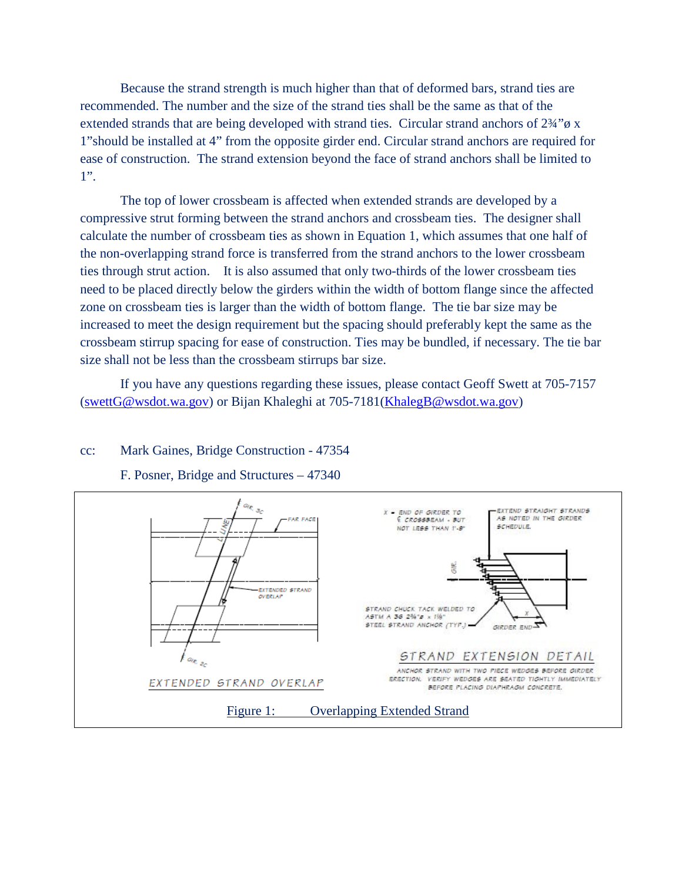Because the strand strength is much higher than that of deformed bars, strand ties are recommended. The number and the size of the strand ties shall be the same as that of the extended strands that are being developed with strand ties. Circular strand anchors of 2¾"ø x 1"should be installed at 4" from the opposite girder end. Circular strand anchors are required for ease of construction. The strand extension beyond the face of strand anchors shall be limited to 1".

The top of lower crossbeam is affected when extended strands are developed by a compressive strut forming between the strand anchors and crossbeam ties. The designer shall calculate the number of crossbeam ties as shown in Equation 1, which assumes that one half of the non-overlapping strand force is transferred from the strand anchors to the lower crossbeam ties through strut action. It is also assumed that only two-thirds of the lower crossbeam ties need to be placed directly below the girders within the width of bottom flange since the affected zone on crossbeam ties is larger than the width of bottom flange. The tie bar size may be increased to meet the design requirement but the spacing should preferably kept the same as the crossbeam stirrup spacing for ease of construction. Ties may be bundled, if necessary. The tie bar size shall not be less than the crossbeam stirrups bar size.

If you have any questions regarding these issues, please contact Geoff Swett at 705-7157 (swettG@wsdot.wa.gov) or Bijan Khaleghi at 705-7181(KhalegB@wsdot.wa.gov)

cc: Mark Gaines, Bridge Construction - 47354

F. Posner, Bridge and Structures – 47340

EXTENDED STRAND OVERLAP

STRAND EXTENSION DETAIL

ANCHOR STRAND WITH TWO PIECE WEDGES BEFORE GIRDER ERECTION. VERIFY WEDGES ARE SEATED TIGHTLY IMMEDIATELY BEFORE PLACING DIAPHRAGM CONCRETE.

Figure 1: Overlapping Extended Strand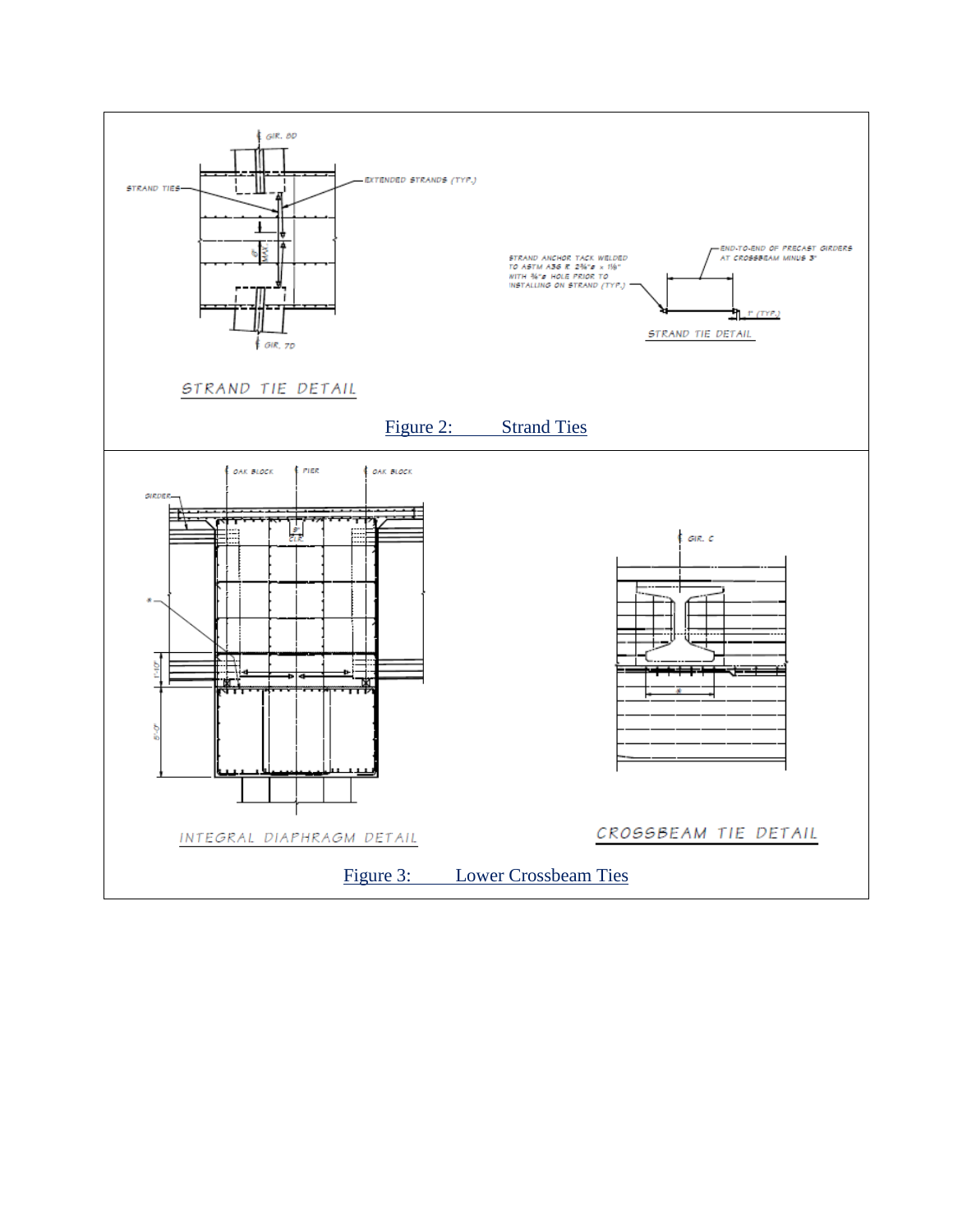STRAND TIES

EXTENDED STRANDS (TYP.)

GIR. 6D

6" MAX.

GIR. 7D

STRAND TIE DETAIL

STRAND ANCHOR TACK WELDED TO ASTM A36 R 2⅜"ø × 1½" WITH ⅝"ø HOLE PRIOR TO INSTALLING ON STRAND (TYP.)

END-TO-END OF PRECAST GIRDERS AT CROSSBEAM MINUS 3"

1" (TYP.)

STRAND TIE DETAIL

Figure 2: Strand Ties

OAK BLOCK

PIER

OAK BLOCK

GIRDER

CLR.

*

1'-10"

5'-0"

INTEGRAL DIAPHRAGM DETAIL

GIR. C

*

CROSSBEAM TIE DETAIL

Figure 3: Lower Crossbeam Ties